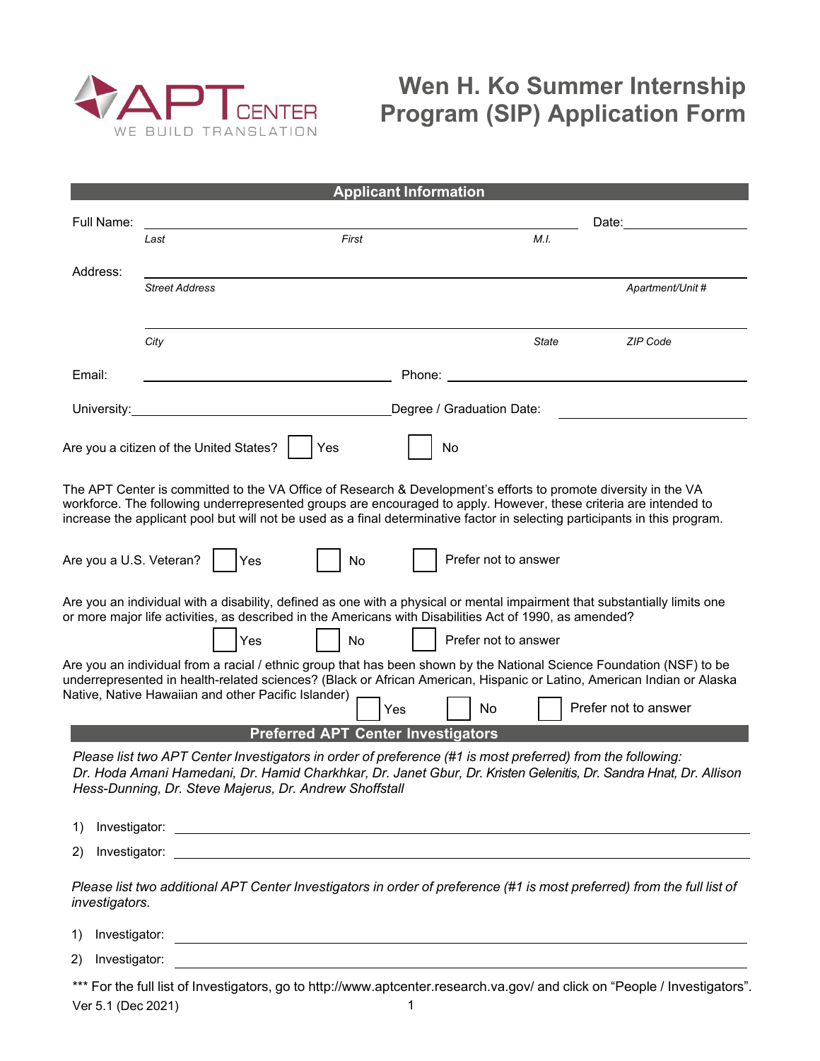APT CENTER
WE BUILD TRANSLATION

# Wen H. Ko Summer Internship Program (SIP) Application Form

## Applicant Information

Full Name: ______________________________________________ Date: ______________

*Last* *First* *M.I.*

Address: ______________________________________________

*Street Address* *Apartment/Unit #*

______________________________________________

*City* *State* *ZIP Code*

Email: ______________________ Phone: ______________________

University: ______________________ Degree / Graduation Date: ______________________

Are you a citizen of the United States? ☐ Yes ☐ No

The APT Center is committed to the VA Office of Research & Development's efforts to promote diversity in the VA workforce. The following underrepresented groups are encouraged to apply. However, these criteria are intended to increase the applicant pool but will not be used as a final determinative factor in selecting participants in this program.

Are you a U.S. Veteran? ☐ Yes ☐ No ☐ Prefer not to answer

Are you an individual with a disability, defined as one with a physical or mental impairment that substantially limits one or more major life activities, as described in the Americans with Disabilities Act of 1990, as amended?

☐ Yes ☐ No ☐ Prefer not to answer

Are you an individual from a racial / ethnic group that has been shown by the National Science Foundation (NSF) to be underrepresented in health-related sciences? (Black or African American, Hispanic or Latino, American Indian or Alaska Native, Native Hawaiian and other Pacific Islander) ☐ Yes ☐ No ☐ Prefer not to answer

## Preferred APT Center Investigators

*Please list two APT Center Investigators in order of preference (#1 is most preferred) from the following: Dr. Hoda Amani Hamedani, Dr. Hamid Charkhkar, Dr. Janet Gbur, Dr. Kristen Gelenitis, Dr. Sandra Hnat, Dr. Allison Hess-Dunning, Dr. Steve Majerus, Dr. Andrew Shoffstall*

1) Investigator: ______________________________________________

2) Investigator: ______________________________________________

*Please list two additional APT Center Investigators in order of preference (#1 is most preferred) from the full list of investigators.*

1) Investigator: ______________________________________________

2) Investigator: ______________________________________________

*** For the full list of Investigators, go to http://www.aptcenter.research.va.gov/ and click on "People / Investigators".

Ver 5.1 (Dec 2021)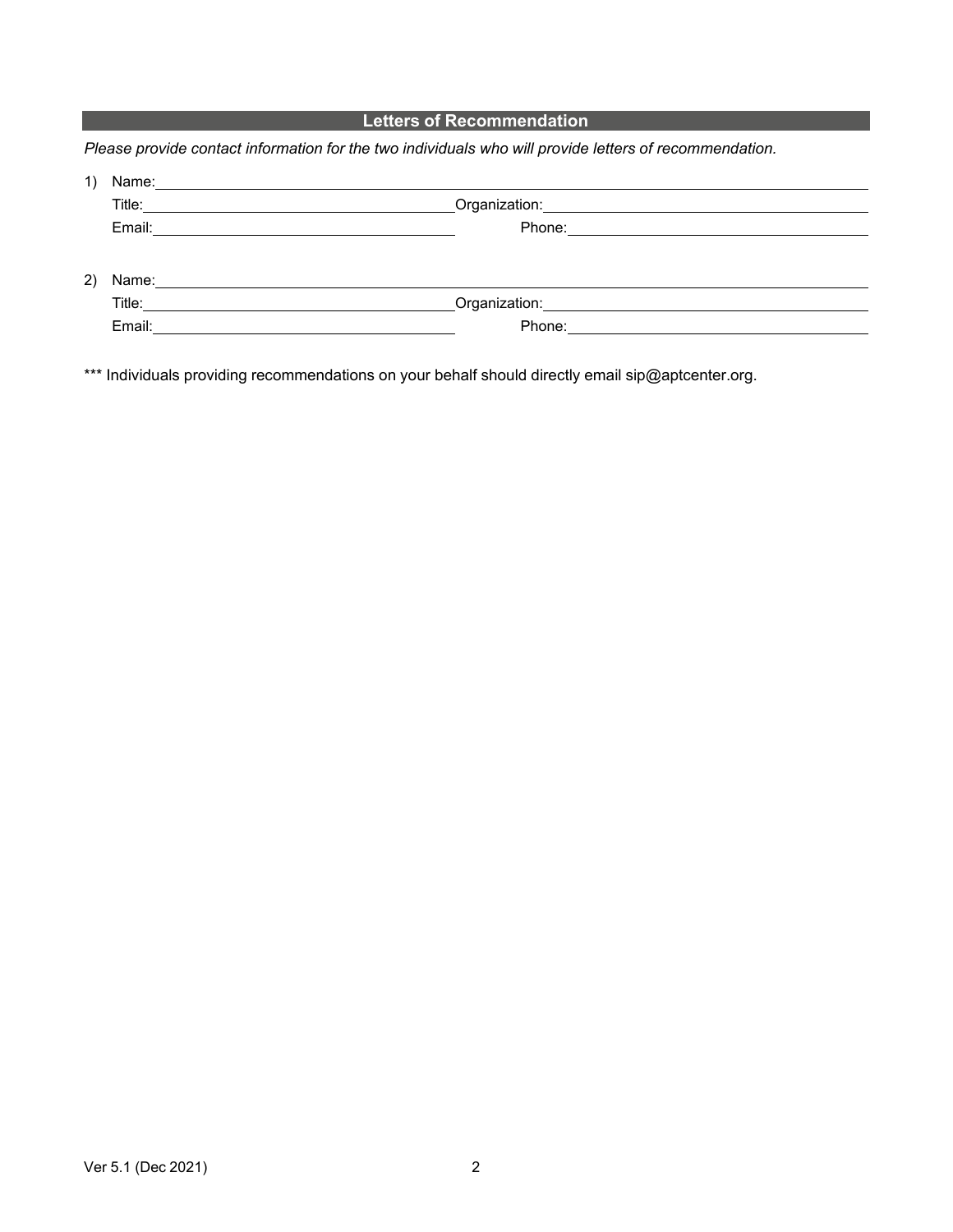## Letters of Recommendation

*Please provide contact information for the two individuals who will provide letters of recommendation.*

1) Name: ______________________________
   Title: ______________________________ Organization: ______________________________
   Email: ______________________________ Phone: ______________________________

2) Name: ______________________________
   Title: ______________________________ Organization: ______________________________
   Email: ______________________________ Phone: ______________________________

*** Individuals providing recommendations on your behalf should directly email sip@aptcenter.org.

Ver 5.1 (Dec 2021)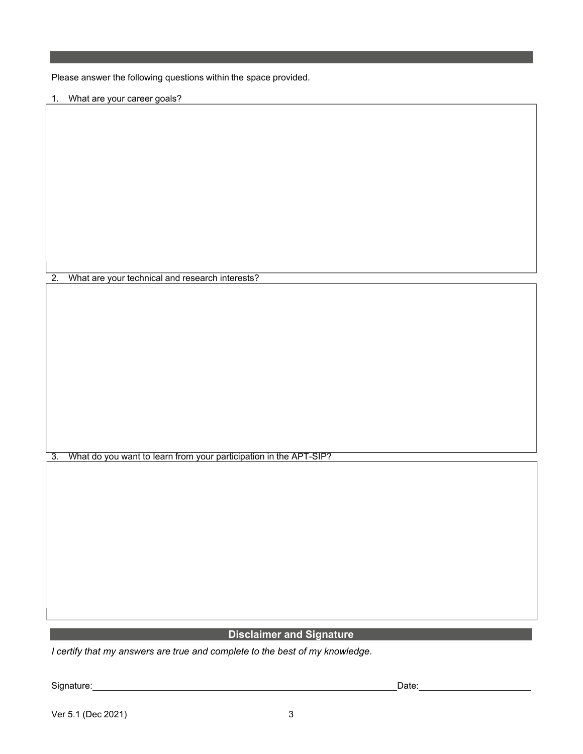Please answer the following questions within the space provided.

1. What are your career goals?

2. What are your technical and research interests?

3. What do you want to learn from your participation in the APT-SIP?

## Disclaimer and Signature

*I certify that my answers are true and complete to the best of my knowledge.*

Signature:______________________________________________ Date:____________________

Ver 5.1 (Dec 2021)